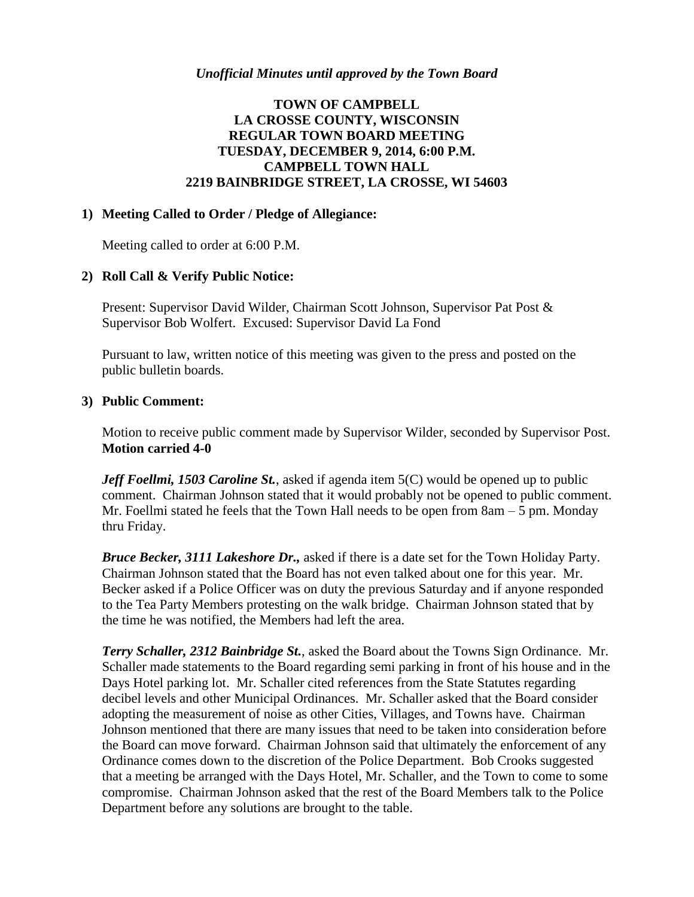*Unofficial Minutes until approved by the Town Board*

**TOWN OF CAMPBELL**
**LA CROSSE COUNTY, WISCONSIN**
**REGULAR TOWN BOARD MEETING**
**TUESDAY, DECEMBER 9, 2014, 6:00 P.M.**
**CAMPBELL TOWN HALL**
**2219 BAINBRIDGE STREET, LA CROSSE, WI 54603**

**1) Meeting Called to Order / Pledge of Allegiance:**

Meeting called to order at 6:00 P.M.

**2) Roll Call & Verify Public Notice:**

Present: Supervisor David Wilder, Chairman Scott Johnson, Supervisor Pat Post & Supervisor Bob Wolfert. Excused: Supervisor David La Fond

Pursuant to law, written notice of this meeting was given to the press and posted on the public bulletin boards.

**3) Public Comment:**

Motion to receive public comment made by Supervisor Wilder, seconded by Supervisor Post. **Motion carried 4-0**

***Jeff Foellmi, 1503 Caroline St.***, asked if agenda item 5(C) would be opened up to public comment. Chairman Johnson stated that it would probably not be opened to public comment. Mr. Foellmi stated he feels that the Town Hall needs to be open from 8am – 5 pm. Monday thru Friday.

***Bruce Becker, 3111 Lakeshore Dr.,*** asked if there is a date set for the Town Holiday Party. Chairman Johnson stated that the Board has not even talked about one for this year. Mr. Becker asked if a Police Officer was on duty the previous Saturday and if anyone responded to the Tea Party Members protesting on the walk bridge. Chairman Johnson stated that by the time he was notified, the Members had left the area.

***Terry Schaller, 2312 Bainbridge St.***, asked the Board about the Towns Sign Ordinance. Mr. Schaller made statements to the Board regarding semi parking in front of his house and in the Days Hotel parking lot. Mr. Schaller cited references from the State Statutes regarding decibel levels and other Municipal Ordinances. Mr. Schaller asked that the Board consider adopting the measurement of noise as other Cities, Villages, and Towns have. Chairman Johnson mentioned that there are many issues that need to be taken into consideration before the Board can move forward. Chairman Johnson said that ultimately the enforcement of any Ordinance comes down to the discretion of the Police Department. Bob Crooks suggested that a meeting be arranged with the Days Hotel, Mr. Schaller, and the Town to come to some compromise. Chairman Johnson asked that the rest of the Board Members talk to the Police Department before any solutions are brought to the table.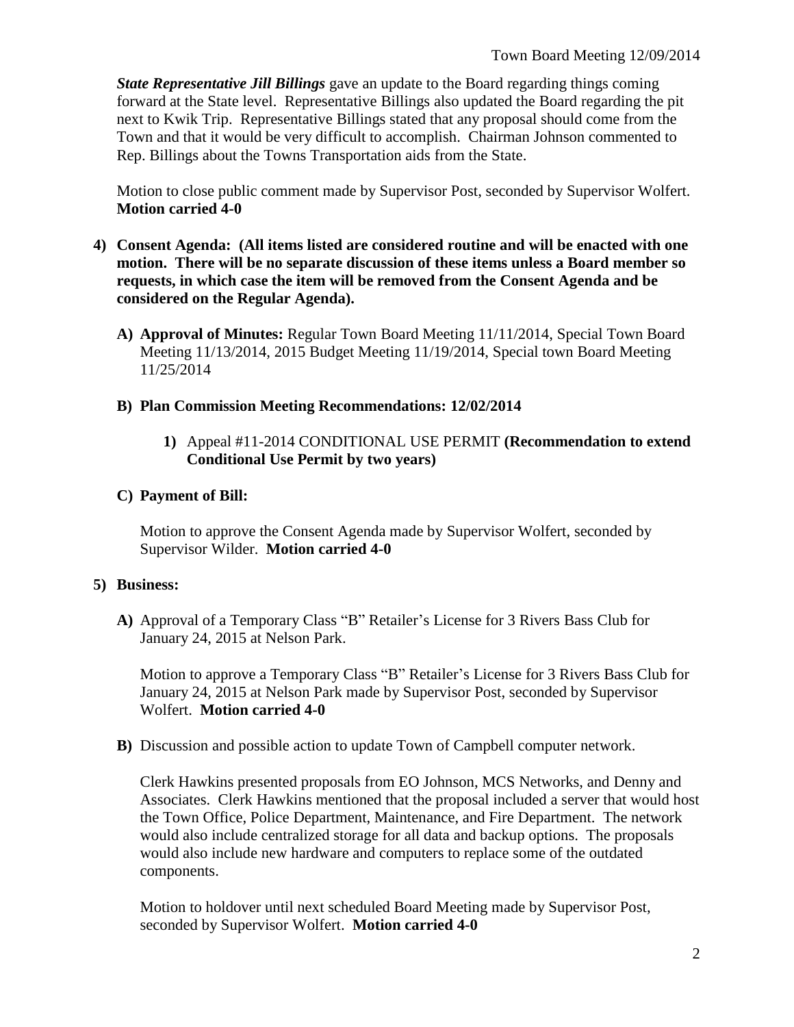***State Representative Jill Billings*** gave an update to the Board regarding things coming forward at the State level. Representative Billings also updated the Board regarding the pit next to Kwik Trip. Representative Billings stated that any proposal should come from the Town and that it would be very difficult to accomplish. Chairman Johnson commented to Rep. Billings about the Towns Transportation aids from the State.

Motion to close public comment made by Supervisor Post, seconded by Supervisor Wolfert. **Motion carried 4-0**

**4) Consent Agenda: (All items listed are considered routine and will be enacted with one motion. There will be no separate discussion of these items unless a Board member so requests, in which case the item will be removed from the Consent Agenda and be considered on the Regular Agenda).**

**A) Approval of Minutes:** Regular Town Board Meeting 11/11/2014, Special Town Board Meeting 11/13/2014, 2015 Budget Meeting 11/19/2014, Special town Board Meeting 11/25/2014

**B) Plan Commission Meeting Recommendations: 12/02/2014**

**1)** Appeal #11-2014 CONDITIONAL USE PERMIT **(Recommendation to extend Conditional Use Permit by two years)**

**C) Payment of Bill:**

Motion to approve the Consent Agenda made by Supervisor Wolfert, seconded by Supervisor Wilder. **Motion carried 4-0**

**5) Business:**

**A)** Approval of a Temporary Class "B" Retailer's License for 3 Rivers Bass Club for January 24, 2015 at Nelson Park.

Motion to approve a Temporary Class "B" Retailer's License for 3 Rivers Bass Club for January 24, 2015 at Nelson Park made by Supervisor Post, seconded by Supervisor Wolfert. **Motion carried 4-0**

**B)** Discussion and possible action to update Town of Campbell computer network.

Clerk Hawkins presented proposals from EO Johnson, MCS Networks, and Denny and Associates. Clerk Hawkins mentioned that the proposal included a server that would host the Town Office, Police Department, Maintenance, and Fire Department. The network would also include centralized storage for all data and backup options. The proposals would also include new hardware and computers to replace some of the outdated components.

Motion to holdover until next scheduled Board Meeting made by Supervisor Post, seconded by Supervisor Wolfert. **Motion carried 4-0**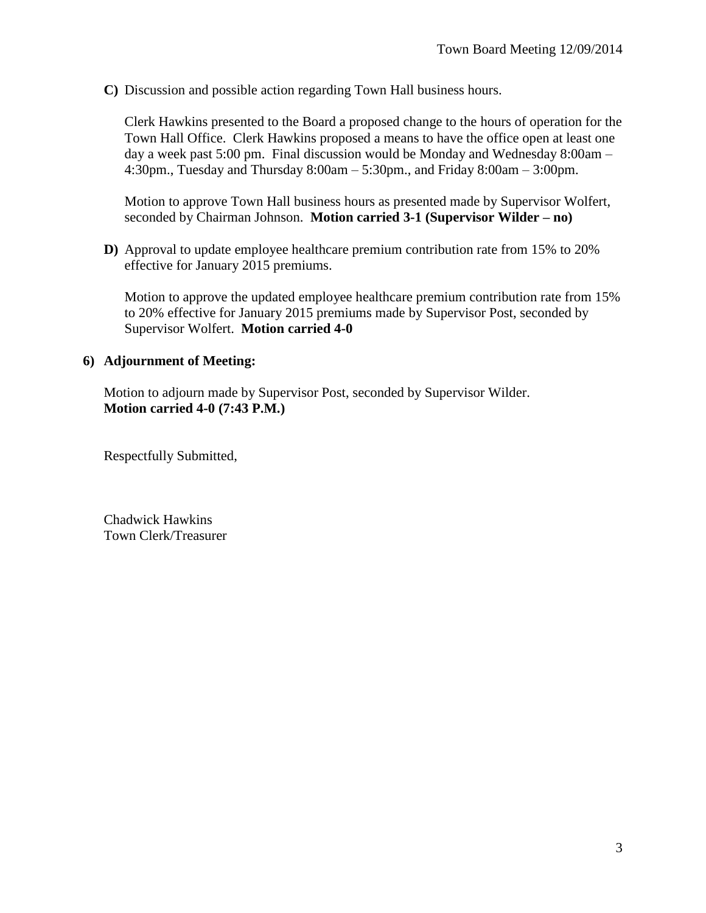**C)** Discussion and possible action regarding Town Hall business hours.

Clerk Hawkins presented to the Board a proposed change to the hours of operation for the Town Hall Office. Clerk Hawkins proposed a means to have the office open at least one day a week past 5:00 pm. Final discussion would be Monday and Wednesday 8:00am – 4:30pm., Tuesday and Thursday 8:00am – 5:30pm., and Friday 8:00am – 3:00pm.

Motion to approve Town Hall business hours as presented made by Supervisor Wolfert, seconded by Chairman Johnson. **Motion carried 3-1 (Supervisor Wilder – no)**

**D)** Approval to update employee healthcare premium contribution rate from 15% to 20% effective for January 2015 premiums.

Motion to approve the updated employee healthcare premium contribution rate from 15% to 20% effective for January 2015 premiums made by Supervisor Post, seconded by Supervisor Wolfert. **Motion carried 4-0**

**6) Adjournment of Meeting:**

Motion to adjourn made by Supervisor Post, seconded by Supervisor Wilder.
**Motion carried 4-0 (7:43 P.M.)**

Respectfully Submitted,

Chadwick Hawkins
Town Clerk/Treasurer